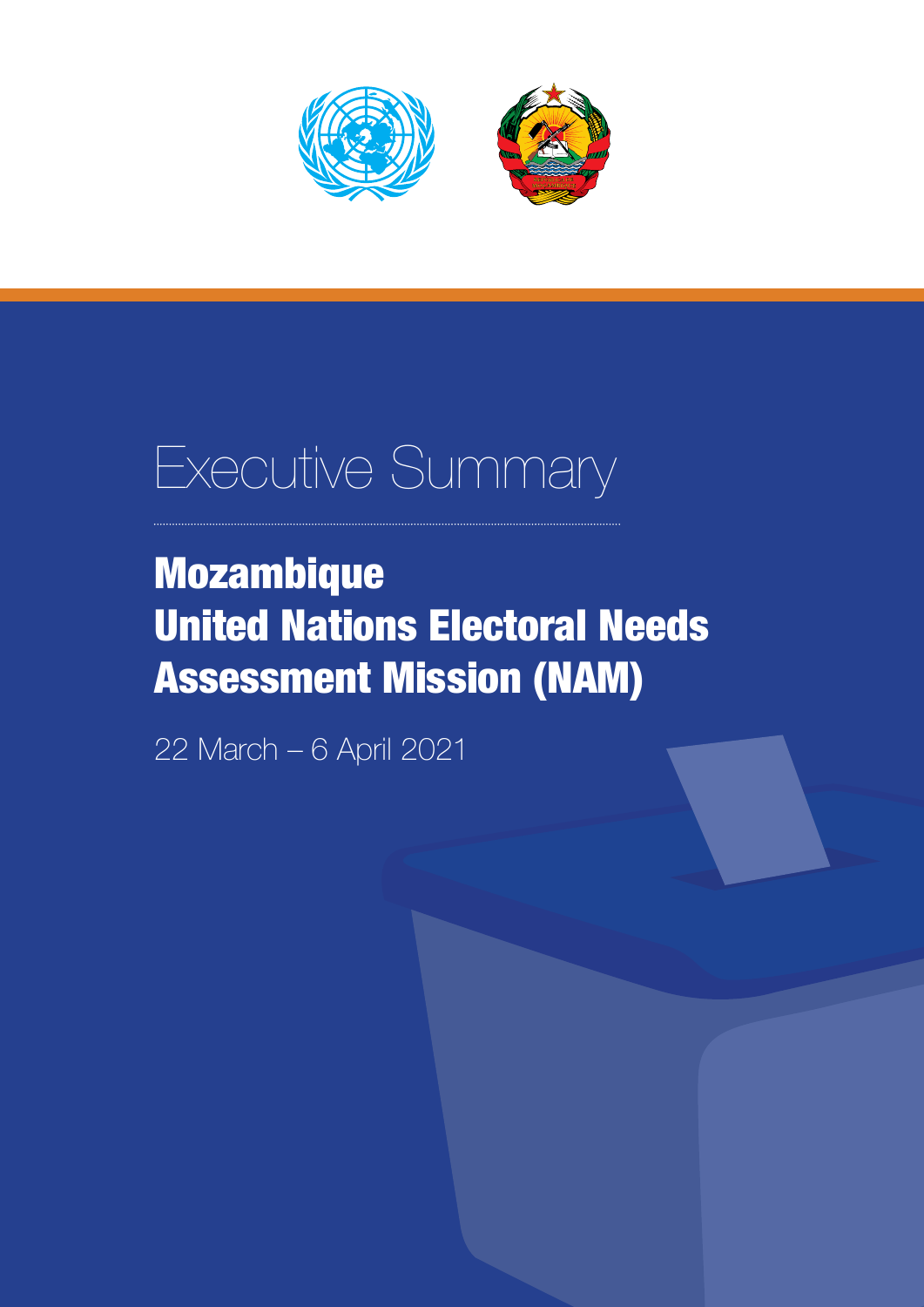# Executive Summary

## Mozambique United Nations Electoral Needs Assessment Mission (NAM)

22 March – 6 April 2021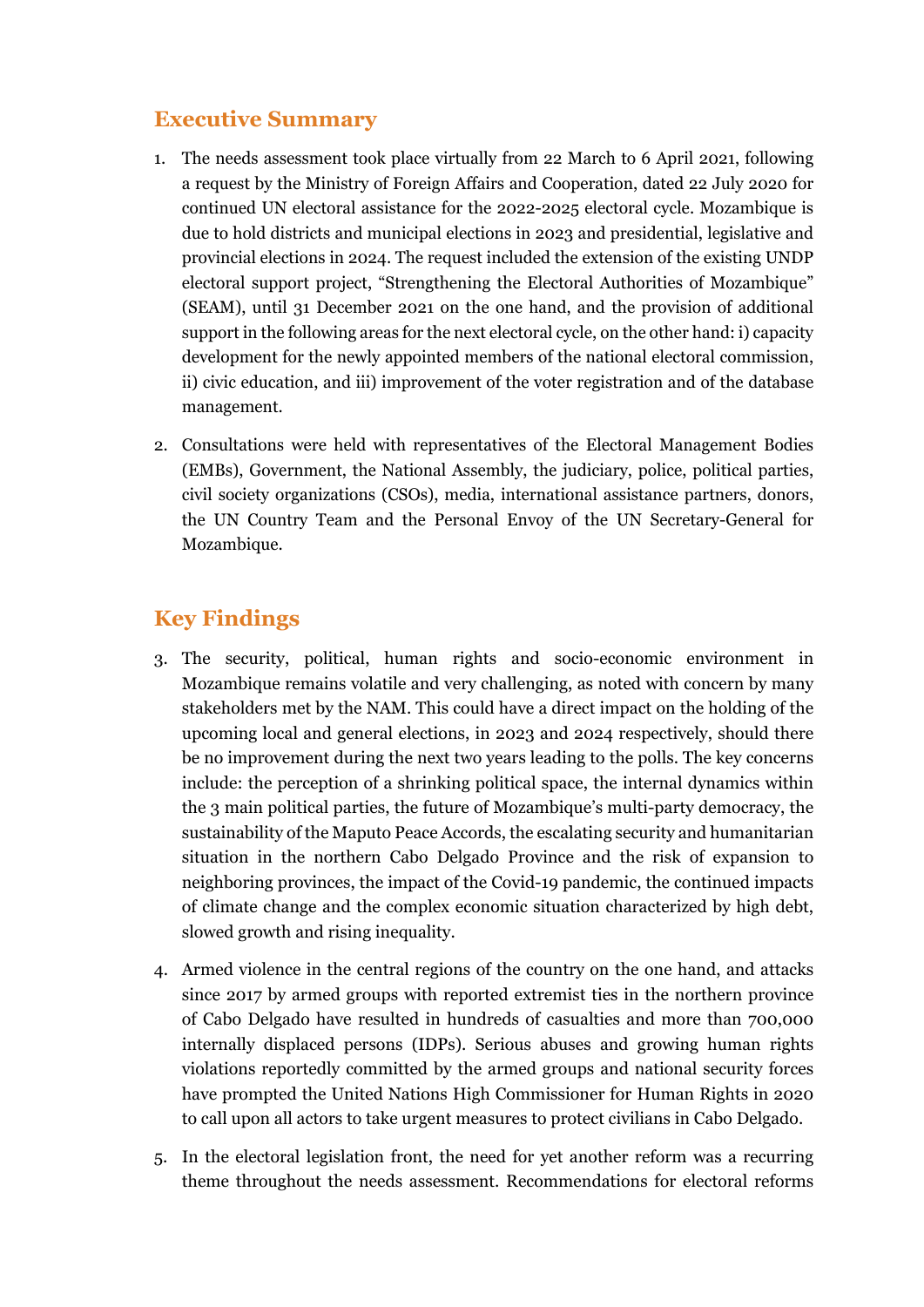## Executive Summary

1. The needs assessment took place virtually from 22 March to 6 April 2021, following a request by the Ministry of Foreign Affairs and Cooperation, dated 22 July 2020 for continued UN electoral assistance for the 2022-2025 electoral cycle. Mozambique is due to hold districts and municipal elections in 2023 and presidential, legislative and provincial elections in 2024. The request included the extension of the existing UNDP electoral support project, "Strengthening the Electoral Authorities of Mozambique" (SEAM), until 31 December 2021 on the one hand, and the provision of additional support in the following areas for the next electoral cycle, on the other hand: i) capacity development for the newly appointed members of the national electoral commission, ii) civic education, and iii) improvement of the voter registration and of the database management.

2. Consultations were held with representatives of the Electoral Management Bodies (EMBs), Government, the National Assembly, the judiciary, police, political parties, civil society organizations (CSOs), media, international assistance partners, donors, the UN Country Team and the Personal Envoy of the UN Secretary-General for Mozambique.

## Key Findings

3. The security, political, human rights and socio-economic environment in Mozambique remains volatile and very challenging, as noted with concern by many stakeholders met by the NAM. This could have a direct impact on the holding of the upcoming local and general elections, in 2023 and 2024 respectively, should there be no improvement during the next two years leading to the polls. The key concerns include: the perception of a shrinking political space, the internal dynamics within the 3 main political parties, the future of Mozambique's multi-party democracy, the sustainability of the Maputo Peace Accords, the escalating security and humanitarian situation in the northern Cabo Delgado Province and the risk of expansion to neighboring provinces, the impact of the Covid-19 pandemic, the continued impacts of climate change and the complex economic situation characterized by high debt, slowed growth and rising inequality.

4. Armed violence in the central regions of the country on the one hand, and attacks since 2017 by armed groups with reported extremist ties in the northern province of Cabo Delgado have resulted in hundreds of casualties and more than 700,000 internally displaced persons (IDPs). Serious abuses and growing human rights violations reportedly committed by the armed groups and national security forces have prompted the United Nations High Commissioner for Human Rights in 2020 to call upon all actors to take urgent measures to protect civilians in Cabo Delgado.

5. In the electoral legislation front, the need for yet another reform was a recurring theme throughout the needs assessment. Recommendations for electoral reforms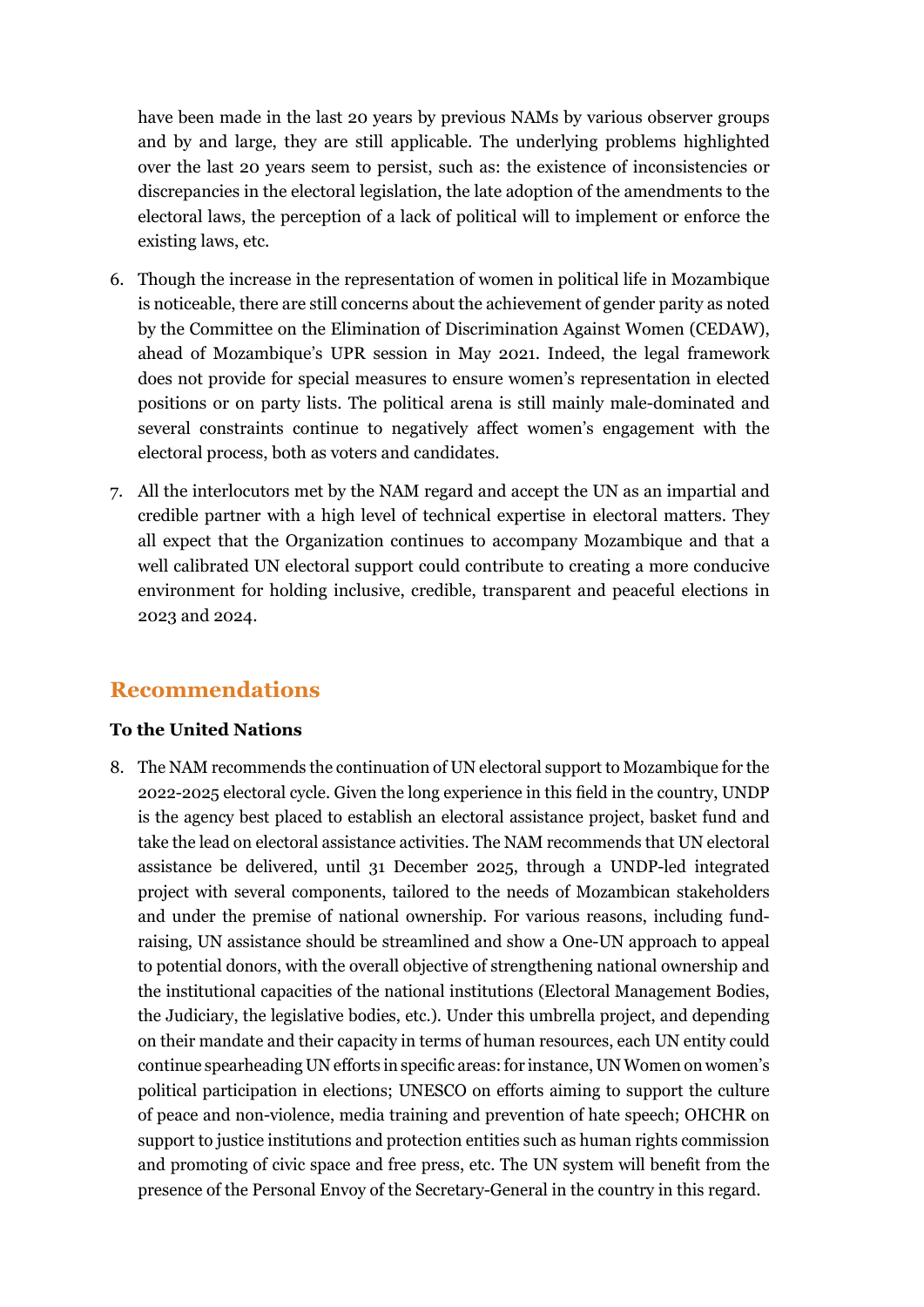have been made in the last 20 years by previous NAMs by various observer groups and by and large, they are still applicable. The underlying problems highlighted over the last 20 years seem to persist, such as: the existence of inconsistencies or discrepancies in the electoral legislation, the late adoption of the amendments to the electoral laws, the perception of a lack of political will to implement or enforce the existing laws, etc.

6. Though the increase in the representation of women in political life in Mozambique is noticeable, there are still concerns about the achievement of gender parity as noted by the Committee on the Elimination of Discrimination Against Women (CEDAW), ahead of Mozambique's UPR session in May 2021. Indeed, the legal framework does not provide for special measures to ensure women's representation in elected positions or on party lists. The political arena is still mainly male-dominated and several constraints continue to negatively affect women's engagement with the electoral process, both as voters and candidates.

7. All the interlocutors met by the NAM regard and accept the UN as an impartial and credible partner with a high level of technical expertise in electoral matters. They all expect that the Organization continues to accompany Mozambique and that a well calibrated UN electoral support could contribute to creating a more conducive environment for holding inclusive, credible, transparent and peaceful elections in 2023 and 2024.

## Recommendations

**To the United Nations**

8. The NAM recommends the continuation of UN electoral support to Mozambique for the 2022-2025 electoral cycle. Given the long experience in this field in the country, UNDP is the agency best placed to establish an electoral assistance project, basket fund and take the lead on electoral assistance activities. The NAM recommends that UN electoral assistance be delivered, until 31 December 2025, through a UNDP-led integrated project with several components, tailored to the needs of Mozambican stakeholders and under the premise of national ownership. For various reasons, including fund-raising, UN assistance should be streamlined and show a One-UN approach to appeal to potential donors, with the overall objective of strengthening national ownership and the institutional capacities of the national institutions (Electoral Management Bodies, the Judiciary, the legislative bodies, etc.). Under this umbrella project, and depending on their mandate and their capacity in terms of human resources, each UN entity could continue spearheading UN efforts in specific areas: for instance, UN Women on women's political participation in elections; UNESCO on efforts aiming to support the culture of peace and non-violence, media training and prevention of hate speech; OHCHR on support to justice institutions and protection entities such as human rights commission and promoting of civic space and free press, etc. The UN system will benefit from the presence of the Personal Envoy of the Secretary-General in the country in this regard.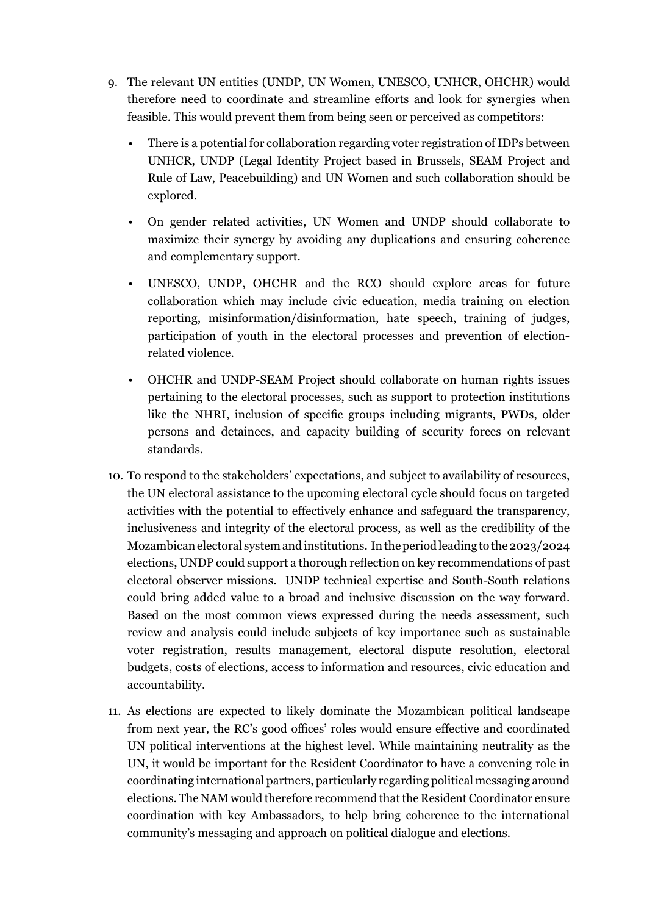9. The relevant UN entities (UNDP, UN Women, UNESCO, UNHCR, OHCHR) would therefore need to coordinate and streamline efforts and look for synergies when feasible. This would prevent them from being seen or perceived as competitors:

   - There is a potential for collaboration regarding voter registration of IDPs between UNHCR, UNDP (Legal Identity Project based in Brussels, SEAM Project and Rule of Law, Peacebuilding) and UN Women and such collaboration should be explored.

   - On gender related activities, UN Women and UNDP should collaborate to maximize their synergy by avoiding any duplications and ensuring coherence and complementary support.

   - UNESCO, UNDP, OHCHR and the RCO should explore areas for future collaboration which may include civic education, media training on election reporting, misinformation/disinformation, hate speech, training of judges, participation of youth in the electoral processes and prevention of election-related violence.

   - OHCHR and UNDP-SEAM Project should collaborate on human rights issues pertaining to the electoral processes, such as support to protection institutions like the NHRI, inclusion of specific groups including migrants, PWDs, older persons and detainees, and capacity building of security forces on relevant standards.

10. To respond to the stakeholders' expectations, and subject to availability of resources, the UN electoral assistance to the upcoming electoral cycle should focus on targeted activities with the potential to effectively enhance and safeguard the transparency, inclusiveness and integrity of the electoral process, as well as the credibility of the Mozambican electoral system and institutions. In the period leading to the 2023/2024 elections, UNDP could support a thorough reflection on key recommendations of past electoral observer missions. UNDP technical expertise and South-South relations could bring added value to a broad and inclusive discussion on the way forward. Based on the most common views expressed during the needs assessment, such review and analysis could include subjects of key importance such as sustainable voter registration, results management, electoral dispute resolution, electoral budgets, costs of elections, access to information and resources, civic education and accountability.

11. As elections are expected to likely dominate the Mozambican political landscape from next year, the RC's good offices' roles would ensure effective and coordinated UN political interventions at the highest level. While maintaining neutrality as the UN, it would be important for the Resident Coordinator to have a convening role in coordinating international partners, particularly regarding political messaging around elections. The NAM would therefore recommend that the Resident Coordinator ensure coordination with key Ambassadors, to help bring coherence to the international community's messaging and approach on political dialogue and elections.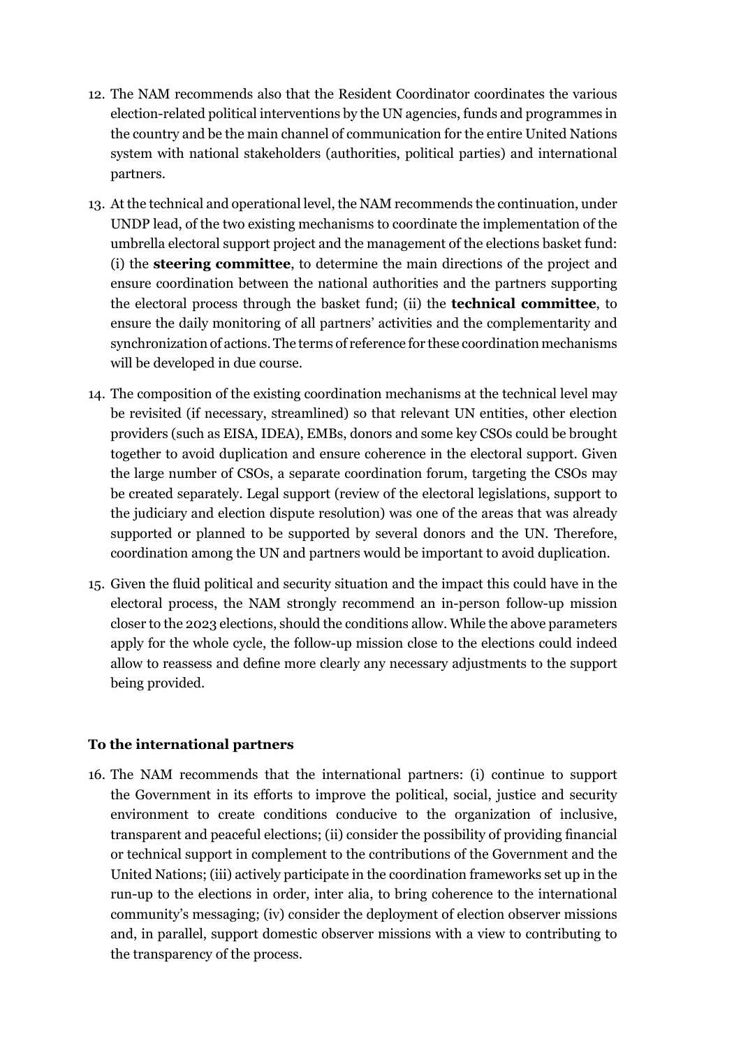12. The NAM recommends also that the Resident Coordinator coordinates the various election-related political interventions by the UN agencies, funds and programmes in the country and be the main channel of communication for the entire United Nations system with national stakeholders (authorities, political parties) and international partners.

13. At the technical and operational level, the NAM recommends the continuation, under UNDP lead, of the two existing mechanisms to coordinate the implementation of the umbrella electoral support project and the management of the elections basket fund: (i) the **steering committee**, to determine the main directions of the project and ensure coordination between the national authorities and the partners supporting the electoral process through the basket fund; (ii) the **technical committee**, to ensure the daily monitoring of all partners' activities and the complementarity and synchronization of actions. The terms of reference for these coordination mechanisms will be developed in due course.

14. The composition of the existing coordination mechanisms at the technical level may be revisited (if necessary, streamlined) so that relevant UN entities, other election providers (such as EISA, IDEA), EMBs, donors and some key CSOs could be brought together to avoid duplication and ensure coherence in the electoral support. Given the large number of CSOs, a separate coordination forum, targeting the CSOs may be created separately. Legal support (review of the electoral legislations, support to the judiciary and election dispute resolution) was one of the areas that was already supported or planned to be supported by several donors and the UN. Therefore, coordination among the UN and partners would be important to avoid duplication.

15. Given the fluid political and security situation and the impact this could have in the electoral process, the NAM strongly recommend an in-person follow-up mission closer to the 2023 elections, should the conditions allow. While the above parameters apply for the whole cycle, the follow-up mission close to the elections could indeed allow to reassess and define more clearly any necessary adjustments to the support being provided.

**To the international partners**

16. The NAM recommends that the international partners: (i) continue to support the Government in its efforts to improve the political, social, justice and security environment to create conditions conducive to the organization of inclusive, transparent and peaceful elections; (ii) consider the possibility of providing financial or technical support in complement to the contributions of the Government and the United Nations; (iii) actively participate in the coordination frameworks set up in the run-up to the elections in order, inter alia, to bring coherence to the international community's messaging; (iv) consider the deployment of election observer missions and, in parallel, support domestic observer missions with a view to contributing to the transparency of the process.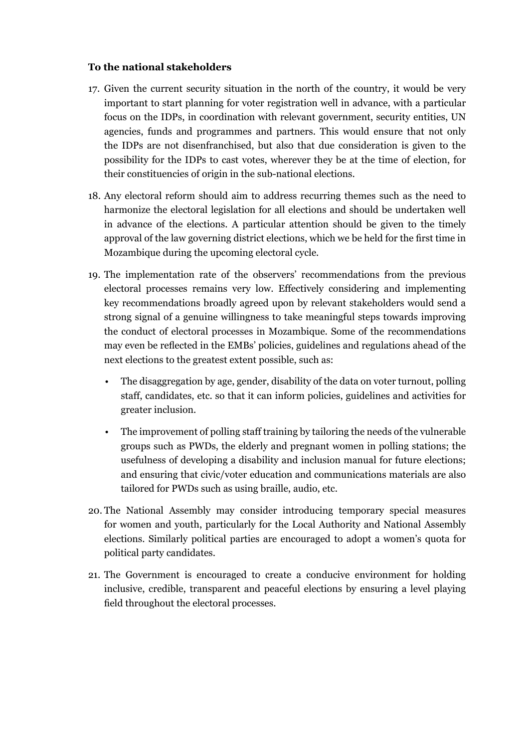**To the national stakeholders**

17. Given the current security situation in the north of the country, it would be very important to start planning for voter registration well in advance, with a particular focus on the IDPs, in coordination with relevant government, security entities, UN agencies, funds and programmes and partners. This would ensure that not only the IDPs are not disenfranchised, but also that due consideration is given to the possibility for the IDPs to cast votes, wherever they be at the time of election, for their constituencies of origin in the sub-national elections.

18. Any electoral reform should aim to address recurring themes such as the need to harmonize the electoral legislation for all elections and should be undertaken well in advance of the elections. A particular attention should be given to the timely approval of the law governing district elections, which we be held for the first time in Mozambique during the upcoming electoral cycle.

19. The implementation rate of the observers' recommendations from the previous electoral processes remains very low. Effectively considering and implementing key recommendations broadly agreed upon by relevant stakeholders would send a strong signal of a genuine willingness to take meaningful steps towards improving the conduct of electoral processes in Mozambique. Some of the recommendations may even be reflected in the EMBs' policies, guidelines and regulations ahead of the next elections to the greatest extent possible, such as:

    - The disaggregation by age, gender, disability of the data on voter turnout, polling staff, candidates, etc. so that it can inform policies, guidelines and activities for greater inclusion.
    - The improvement of polling staff training by tailoring the needs of the vulnerable groups such as PWDs, the elderly and pregnant women in polling stations; the usefulness of developing a disability and inclusion manual for future elections; and ensuring that civic/voter education and communications materials are also tailored for PWDs such as using braille, audio, etc.

20. The National Assembly may consider introducing temporary special measures for women and youth, particularly for the Local Authority and National Assembly elections. Similarly political parties are encouraged to adopt a women's quota for political party candidates.

21. The Government is encouraged to create a conducive environment for holding inclusive, credible, transparent and peaceful elections by ensuring a level playing field throughout the electoral processes.